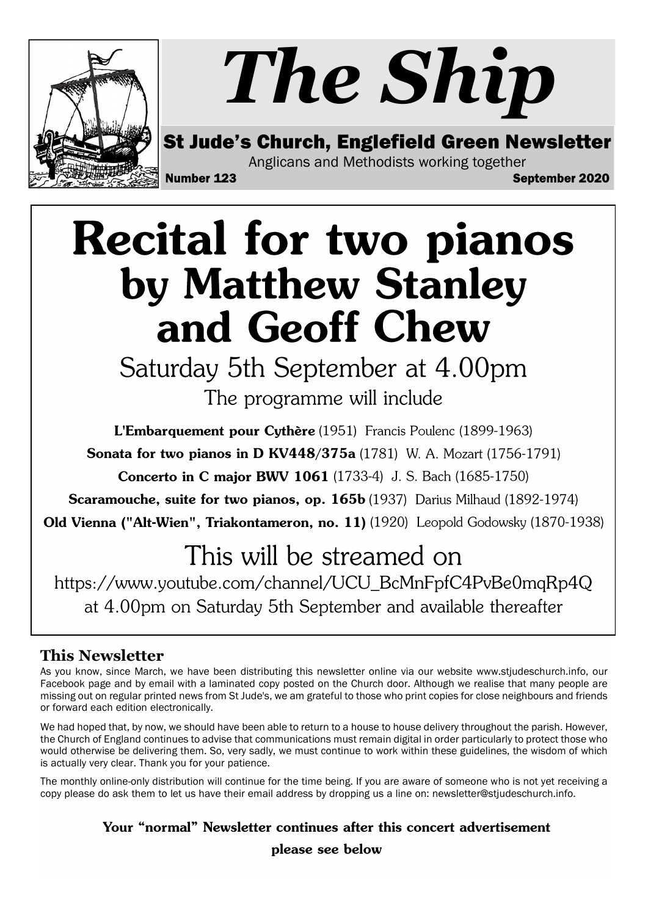# The Ship

**St Jude's Church, Englefield Green Newsletter**

Anglicans and Methodists working together

**Number 123** **September 2020**

# Recital for two pianos

## by Matthew Stanley and Geoff Chew

Saturday 5th September at 4.00pm

The programme will include

**L'Embarquement pour Cythère** (1951) Francis Poulenc (1899-1963)

**Sonata for two pianos in D KV448/375a** (1781) W. A. Mozart (1756-1791)

**Concerto in C major BWV 1061** (1733-4) J. S. Bach (1685-1750)

**Scaramouche, suite for two pianos, op. 165b** (1937) Darius Milhaud (1892-1974)

**Old Vienna ("Alt-Wien", Triakontameron, no. 11)** (1920) Leopold Godowsky (1870-1938)

This will be streamed on

https://www.youtube.com/channel/UCU_BcMnFpfC4PvBe0mqRp4Q

at 4.00pm on Saturday 5th September and available thereafter

### This Newsletter

As you know, since March, we have been distributing this newsletter online via our website www.stjudeschurch.info, our Facebook page and by email with a laminated copy posted on the Church door. Although we realise that many people are missing out on regular printed news from St Jude's, we am grateful to those who print copies for close neighbours and friends or forward each edition electronically.

We had hoped that, by now, we should have been able to return to a house to house delivery throughout the parish. However, the Church of England continues to advise that communications must remain digital in order particularly to protect those who would otherwise be delivering them. So, very sadly, we must continue to work within these guidelines, the wisdom of which is actually very clear. Thank you for your patience.

The monthly online-only distribution will continue for the time being. If you are aware of someone who is not yet receiving a copy please do ask them to let us have their email address by dropping us a line on: newsletter@stjudeschurch.info.

**Your "normal" Newsletter continues after this concert advertisement**

***please see below***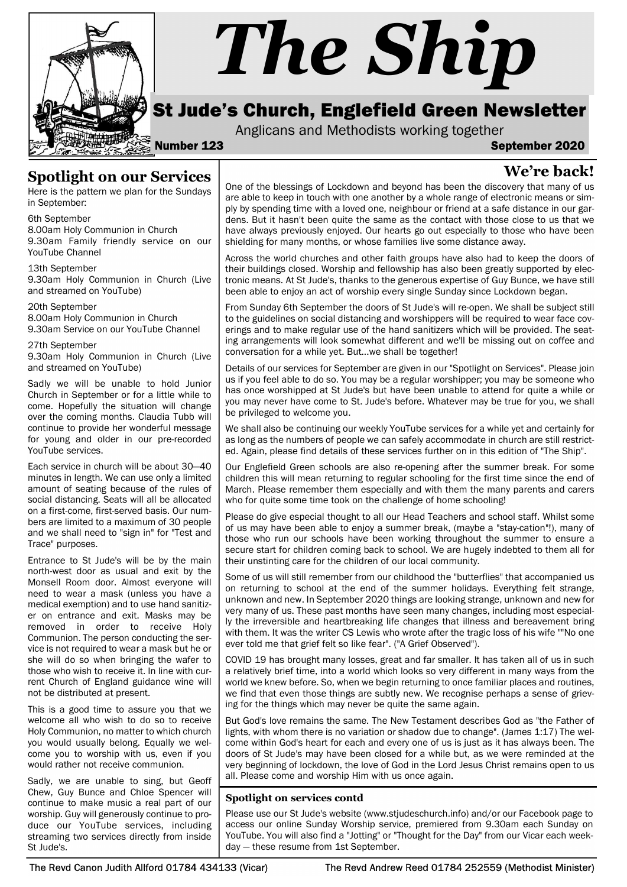# The Ship

## St Jude's Church, Englefield Green Newsletter

Anglicans and Methodists working together

**Number 123** **September 2020**

## Spotlight on our Services

Here is the pattern we plan for the Sundays in September:

6th September
8.00am Holy Communion in Church
9.30am Family friendly service on our YouTube Channel

13th September
9.30am Holy Communion in Church (Live and streamed on YouTube)

20th September
8.00am Holy Communion in Church
9.30am Service on our YouTube Channel

27th September
9.30am Holy Communion in Church (Live and streamed on YouTube)

Sadly we will be unable to hold Junior Church in September or for a little while to come. Hopefully the situation will change over the coming months. Claudia Tubb will continue to provide her wonderful message for young and older in our pre-recorded YouTube services.

Each service in church will be about 30—40 minutes in length. We can use only a limited amount of seating because of the rules of social distancing. Seats will all be allocated on a first-come, first-served basis. Our numbers are limited to a maximum of 30 people and we shall need to "sign in" for "Test and Trace" purposes.

Entrance to St Jude's will be by the main north-west door as usual and exit by the Monsell Room door. Almost everyone will need to wear a mask (unless you have a medical exemption) and to use hand sanitizer on entrance and exit. Masks may be removed in order to receive Holy Communion. The person conducting the service is not required to wear a mask but he or she will do so when bringing the wafer to those who wish to receive it. In line with current Church of England guidance wine will not be distributed at present.

This is a good time to assure you that we welcome all who wish to do so to receive Holy Communion, no matter to which church you would usually belong. Equally we welcome you to worship with us, even if you would rather not receive communion.

Sadly, we are unable to sing, but Geoff Chew, Guy Bunce and Chloe Spencer will continue to make music a real part of our worship. Guy will generously continue to produce our YouTube services, including streaming two services directly from inside St Jude's.

## We're back!

One of the blessings of Lockdown and beyond has been the discovery that many of us are able to keep in touch with one another by a whole range of electronic means or simply by spending time with a loved one, neighbour or friend at a safe distance in our gardens. But it hasn't been quite the same as the contact with those close to us that we have always previously enjoyed. Our hearts go out especially to those who have been shielding for many months, or whose families live some distance away.

Across the world churches and other faith groups have also had to keep the doors of their buildings closed. Worship and fellowship has also been greatly supported by electronic means. At St Jude's, thanks to the generous expertise of Guy Bunce, we have still been able to enjoy an act of worship every single Sunday since Lockdown began.

From Sunday 6th September the doors of St Jude's will re-open. We shall be subject still to the guidelines on social distancing and worshippers will be required to wear face coverings and to make regular use of the hand sanitizers which will be provided. The seating arrangements will look somewhat different and we'll be missing out on coffee and conversation for a while yet. But...we shall be together!

Details of our services for September are given in our "Spotlight on Services". Please join us if you feel able to do so. You may be a regular worshipper; you may be someone who has once worshipped at St Jude's but have been unable to attend for quite a while or you may never have come to St. Jude's before. Whatever may be true for you, we shall be privileged to welcome you.

We shall also be continuing our weekly YouTube services for a while yet and certainly for as long as the numbers of people we can safely accommodate in church are still restricted. Again, please find details of these services further on in this edition of "The Ship".

Our Englefield Green schools are also re-opening after the summer break. For some children this will mean returning to regular schooling for the first time since the end of March. Please remember them especially and with them the many parents and carers who for quite some time took on the challenge of home schooling!

Please do give especial thought to all our Head Teachers and school staff. Whilst some of us may have been able to enjoy a summer break, (maybe a "stay-cation"!), many of those who run our schools have been working throughout the summer to ensure a secure start for children coming back to school. We are hugely indebted to them all for their unstinting care for the children of our local community.

Some of us will still remember from our childhood the "butterflies" that accompanied us on returning to school at the end of the summer holidays. Everything felt strange, unknown and new. In September 2020 things are looking strange, unknown and new for very many of us. These past months have seen many changes, including most especially the irreversible and heartbreaking life changes that illness and bereavement bring with them. It was the writer CS Lewis who wrote after the tragic loss of his wife ""No one ever told me that grief felt so like fear". ("A Grief Observed").

COVID 19 has brought many losses, great and far smaller. It has taken all of us in such a relatively brief time, into a world which looks so very different in many ways from the world we knew before. So, when we begin returning to once familiar places and routines, we find that even those things are subtly new. We recognise perhaps a sense of grieving for the things which may never be quite the same again.

But God's love remains the same. The New Testament describes God as "the Father of lights, with whom there is no variation or shadow due to change". (James 1:17) The welcome within God's heart for each and every one of us is just as it has always been. The doors of St Jude's may have been closed for a while but, as we were reminded at the very beginning of lockdown, the love of God in the Lord Jesus Christ remains open to us all. Please come and worship Him with us once again.

### Spotlight on services contd

Please use our St Jude's website (www.stjudeschurch.info) and/or our Facebook page to access our online Sunday Worship service, premiered from 9.30am each Sunday on YouTube. You will also find a "Jotting" or "Thought for the Day" from our Vicar each weekday — these resume from 1st September.

The Revd Canon Judith Allford 01784 434133 (Vicar) The Revd Andrew Reed 01784 252559 (Methodist Minister)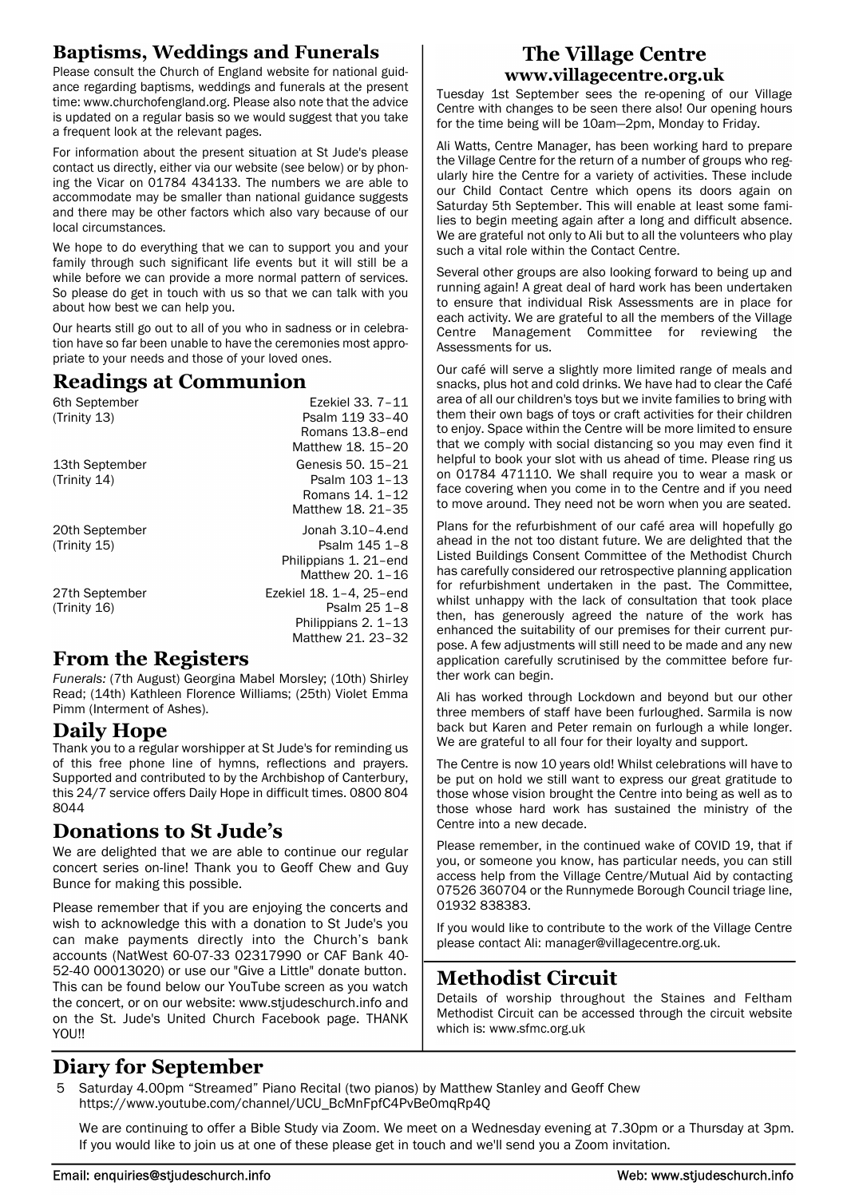## Baptisms, Weddings and Funerals

Please consult the Church of England website for national guidance regarding baptisms, weddings and funerals at the present time: www.churchofengland.org. Please also note that the advice is updated on a regular basis so we would suggest that you take a frequent look at the relevant pages.

For information about the present situation at St Jude's please contact us directly, either via our website (see below) or by phoning the Vicar on 01784 434133. The numbers we are able to accommodate may be smaller than national guidance suggests and there may be other factors which also vary because of our local circumstances.

We hope to do everything that we can to support you and your family through such significant life events but it will still be a while before we can provide a more normal pattern of services. So please do get in touch with us so that we can talk with you about how best we can help you.

Our hearts still go out to all of you who in sadness or in celebration have so far been unable to have the ceremonies most appropriate to your needs and those of your loved ones.

## Readings at Communion

| | |
|---|---|
| 6th September (Trinity 13) | Ezekiel 33. 7–11<br>Psalm 119 33–40<br>Romans 13.8–end<br>Matthew 18. 15–20 |
| 13th September (Trinity 14) | Genesis 50. 15–21<br>Psalm 103 1–13<br>Romans 14. 1–12<br>Matthew 18. 21–35 |
| 20th September (Trinity 15) | Jonah 3.10–4.end<br>Psalm 145 1–8<br>Philippians 1. 21–end<br>Matthew 20. 1–16 |
| 27th September (Trinity 16) | Ezekiel 18. 1–4, 25–end<br>Psalm 25 1–8<br>Philippians 2. 1–13<br>Matthew 21. 23–32 |

## From the Registers

*Funerals:* (7th August) Georgina Mabel Morsley; (10th) Shirley Read; (14th) Kathleen Florence Williams; (25th) Violet Emma Pimm (Interment of Ashes).

## Daily Hope

Thank you to a regular worshipper at St Jude's for reminding us of this free phone line of hymns, reflections and prayers. Supported and contributed to by the Archbishop of Canterbury, this 24/7 service offers Daily Hope in difficult times. 0800 804 8044

## Donations to St Jude's

We are delighted that we are able to continue our regular concert series on-line! Thank you to Geoff Chew and Guy Bunce for making this possible.

Please remember that if you are enjoying the concerts and wish to acknowledge this with a donation to St Jude's you can make payments directly into the Church's bank accounts (NatWest 60-07-33 02317990 or CAF Bank 40-52-40 00013020) or use our "Give a Little" donate button. This can be found below our YouTube screen as you watch the concert, or on our website: www.stjudeschurch.info and on the St. Jude's United Church Facebook page. THANK YOU!!

## The Village Centre

**www.villagecentre.org.uk**

Tuesday 1st September sees the re-opening of our Village Centre with changes to be seen there also! Our opening hours for the time being will be 10am—2pm, Monday to Friday.

Ali Watts, Centre Manager, has been working hard to prepare the Village Centre for the return of a number of groups who regularly hire the Centre for a variety of activities. These include our Child Contact Centre which opens its doors again on Saturday 5th September. This will enable at least some families to begin meeting again after a long and difficult absence. We are grateful not only to Ali but to all the volunteers who play such a vital role within the Contact Centre.

Several other groups are also looking forward to being up and running again! A great deal of hard work has been undertaken to ensure that individual Risk Assessments are in place for each activity. We are grateful to all the members of the Village Centre Management Committee for reviewing the Assessments for us.

Our café will serve a slightly more limited range of meals and snacks, plus hot and cold drinks. We have had to clear the Café area of all our children's toys but we invite families to bring with them their own bags of toys or craft activities for their children to enjoy. Space within the Centre will be more limited to ensure that we comply with social distancing so you may even find it helpful to book your slot with us ahead of time. Please ring us on 01784 471110. We shall require you to wear a mask or face covering when you come in to the Centre and if you need to move around. They need not be worn when you are seated.

Plans for the refurbishment of our café area will hopefully go ahead in the not too distant future. We are delighted that the Listed Buildings Consent Committee of the Methodist Church has carefully considered our retrospective planning application for refurbishment undertaken in the past. The Committee, whilst unhappy with the lack of consultation that took place then, has generously agreed the nature of the work has enhanced the suitability of our premises for their current purpose. A few adjustments will still need to be made and any new application carefully scrutinised by the committee before further work can begin.

Ali has worked through Lockdown and beyond but our other three members of staff have been furloughed. Sarmila is now back but Karen and Peter remain on furlough a while longer. We are grateful to all four for their loyalty and support.

The Centre is now 10 years old! Whilst celebrations will have to be put on hold we still want to express our great gratitude to those whose vision brought the Centre into being as well as to those whose hard work has sustained the ministry of the Centre into a new decade.

Please remember, in the continued wake of COVID 19, that if you, or someone you know, has particular needs, you can still access help from the Village Centre/Mutual Aid by contacting 07526 360704 or the Runnymede Borough Council triage line, 01932 838383.

If you would like to contribute to the work of the Village Centre please contact Ali: manager@villagecentre.org.uk.

## Methodist Circuit

Details of worship throughout the Staines and Feltham Methodist Circuit can be accessed through the circuit website which is: www.sfmc.org.uk

## Diary for September

5 Saturday 4.00pm "Streamed" Piano Recital (two pianos) by Matthew Stanley and Geoff Chew https://www.youtube.com/channel/UCU_BcMnFpfC4PvBe0mqRp4Q

We are continuing to offer a Bible Study via Zoom. We meet on a Wednesday evening at 7.30pm or a Thursday at 3pm. If you would like to join us at one of these please get in touch and we'll send you a Zoom invitation.

Email: enquiries@stjudeschurch.info Web: www.stjudeschurch.info